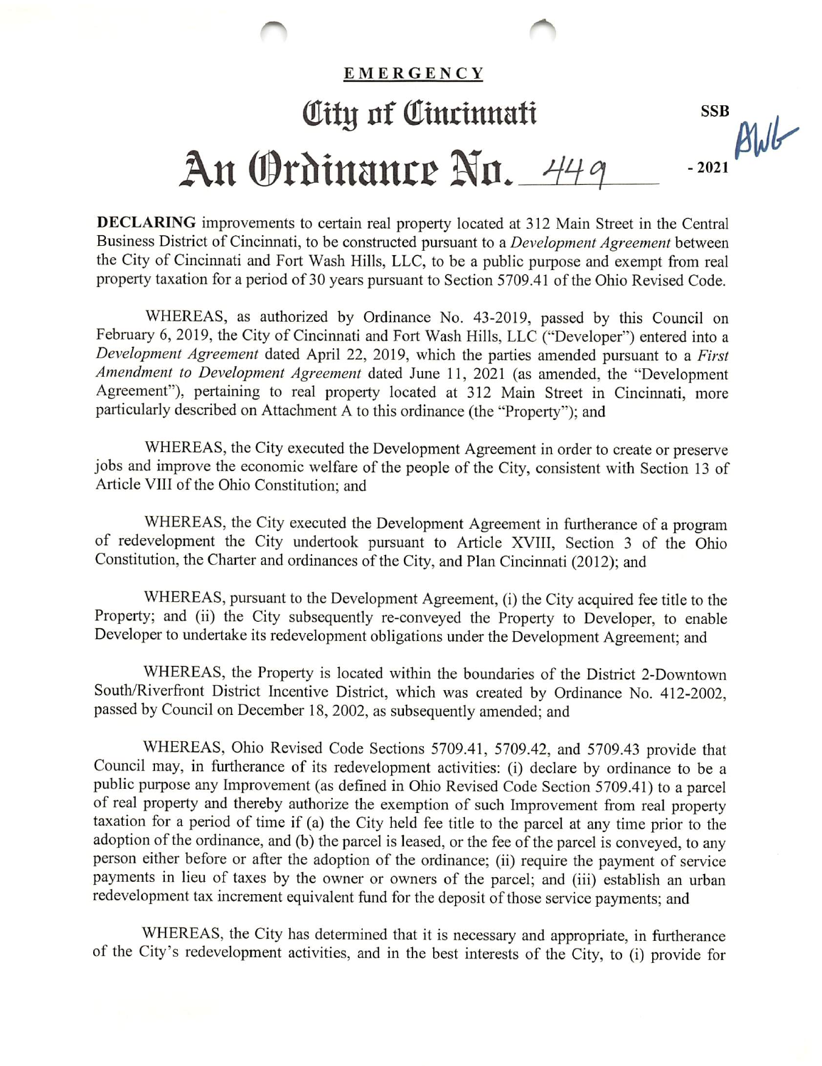**EMERGENCY**

# City of Cincinnati

SSB

BWG

# An Ordinance No. 449 - 2021

**DECLARING** improvements to certain real property located at 312 Main Street in the Central Business District of Cincinnati, to be constructed pursuant to a *Development Agreement* between the City of Cincinnati and Fort Wash Hills, LLC, to be a public purpose and exempt from real property taxation for a period of 30 years pursuant to Section 5709.41 of the Ohio Revised Code.

WHEREAS, as authorized by Ordinance No. 43-2019, passed by this Council on February 6, 2019, the City of Cincinnati and Fort Wash Hills, LLC ("Developer") entered into a *Development Agreement* dated April 22, 2019, which the parties amended pursuant to a *First Amendment to Development Agreement* dated June 11, 2021 (as amended, the "Development Agreement"), pertaining to real property located at 312 Main Street in Cincinnati, more particularly described on Attachment A to this ordinance (the "Property"); and

WHEREAS, the City executed the Development Agreement in order to create or preserve jobs and improve the economic welfare of the people of the City, consistent with Section 13 of Article VIII of the Ohio Constitution; and

WHEREAS, the City executed the Development Agreement in furtherance of a program of redevelopment the City undertook pursuant to Article XVIII, Section 3 of the Ohio Constitution, the Charter and ordinances of the City, and Plan Cincinnati (2012); and

WHEREAS, pursuant to the Development Agreement, (i) the City acquired fee title to the Property; and (ii) the City subsequently re-conveyed the Property to Developer, to enable Developer to undertake its redevelopment obligations under the Development Agreement; and

WHEREAS, the Property is located within the boundaries of the District 2-Downtown South/Riverfront District Incentive District, which was created by Ordinance No. 412-2002, passed by Council on December 18, 2002, as subsequently amended; and

WHEREAS, Ohio Revised Code Sections 5709.41, 5709.42, and 5709.43 provide that Council may, in furtherance of its redevelopment activities: (i) declare by ordinance to be a public purpose any Improvement (as defined in Ohio Revised Code Section 5709.41) to a parcel of real property and thereby authorize the exemption of such Improvement from real property taxation for a period of time if (a) the City held fee title to the parcel at any time prior to the adoption of the ordinance, and (b) the parcel is leased, or the fee of the parcel is conveyed, to any person either before or after the adoption of the ordinance; (ii) require the payment of service payments in lieu of taxes by the owner or owners of the parcel; and (iii) establish an urban redevelopment tax increment equivalent fund for the deposit of those service payments; and

WHEREAS, the City has determined that it is necessary and appropriate, in furtherance of the City's redevelopment activities, and in the best interests of the City, to (i) provide for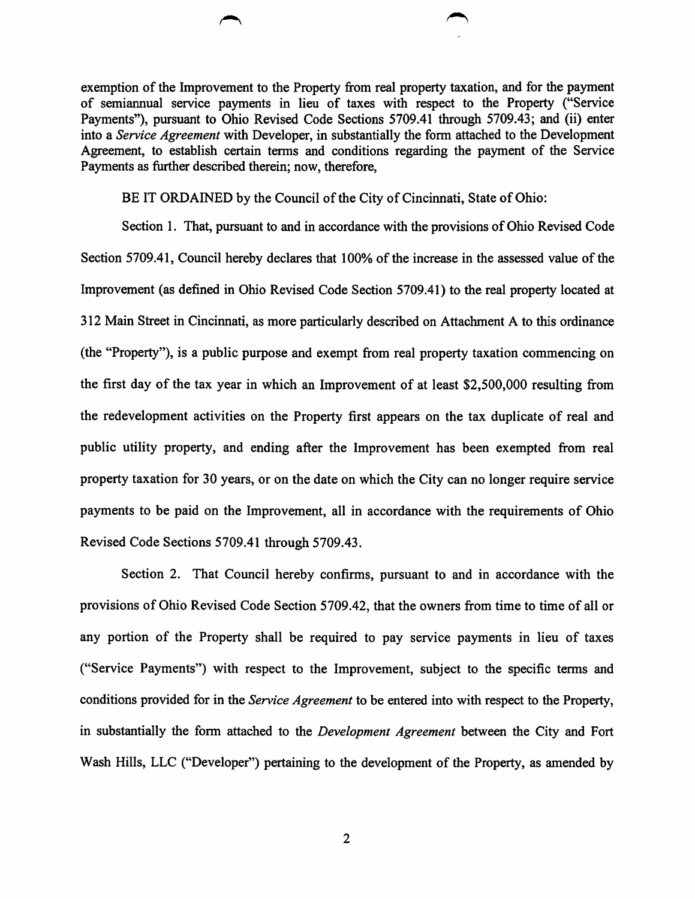exemption of the Improvement to the Property from real property taxation, and for the payment of semiannual service payments in lieu of taxes with respect to the Property ("Service Payments"), pursuant to Ohio Revised Code Sections 5709.41 through 5709.43; and (ii) enter into a *Service Agreement* with Developer, in substantially the form attached to the Development Agreement, to establish certain terms and conditions regarding the payment of the Service Payments as further described therein; now, therefore,

BE IT ORDAINED by the Council of the City of Cincinnati, State of Ohio:

Section 1. That, pursuant to and in accordance with the provisions of Ohio Revised Code Section 5709.41, Council hereby declares that 100% of the increase in the assessed value of the Improvement (as defined in Ohio Revised Code Section 5709.41) to the real property located at 312 Main Street in Cincinnati, as more particularly described on Attachment A to this ordinance (the "Property"), is a public purpose and exempt from real property taxation commencing on the first day of the tax year in which an Improvement of at least $2,500,000 resulting from the redevelopment activities on the Property first appears on the tax duplicate of real and public utility property, and ending after the Improvement has been exempted from real property taxation for 30 years, or on the date on which the City can no longer require service payments to be paid on the Improvement, all in accordance with the requirements of Ohio Revised Code Sections 5709.41 through 5709.43.

Section 2. That Council hereby confirms, pursuant to and in accordance with the provisions of Ohio Revised Code Section 5709.42, that the owners from time to time of all or any portion of the Property shall be required to pay service payments in lieu of taxes ("Service Payments") with respect to the Improvement, subject to the specific terms and conditions provided for in the *Service Agreement* to be entered into with respect to the Property, in substantially the form attached to the *Development Agreement* between the City and Fort Wash Hills, LLC ("Developer") pertaining to the development of the Property, as amended by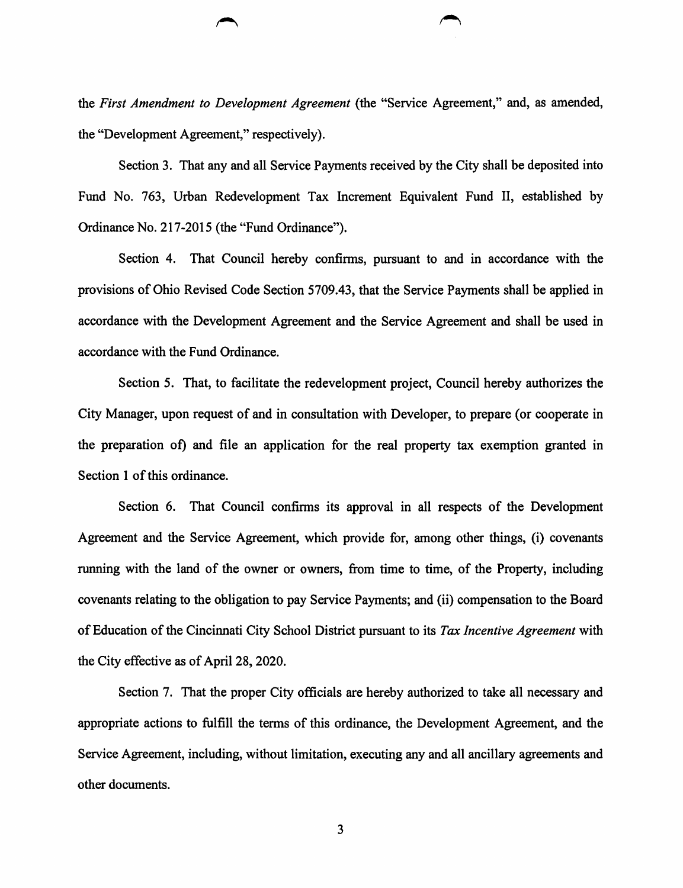the *First Amendment to Development Agreement* (the "Service Agreement," and, as amended, the "Development Agreement," respectively).

Section 3. That any and all Service Payments received by the City shall be deposited into Fund No. 763, Urban Redevelopment Tax Increment Equivalent Fund II, established by Ordinance No. 217-2015 (the "Fund Ordinance").

Section 4. That Council hereby confirms, pursuant to and in accordance with the provisions of Ohio Revised Code Section 5709.43, that the Service Payments shall be applied in accordance with the Development Agreement and the Service Agreement and shall be used in accordance with the Fund Ordinance.

Section 5. That, to facilitate the redevelopment project, Council hereby authorizes the City Manager, upon request of and in consultation with Developer, to prepare (or cooperate in the preparation of) and file an application for the real property tax exemption granted in Section 1 of this ordinance.

Section 6. That Council confirms its approval in all respects of the Development Agreement and the Service Agreement, which provide for, among other things, (i) covenants running with the land of the owner or owners, from time to time, of the Property, including covenants relating to the obligation to pay Service Payments; and (ii) compensation to the Board of Education of the Cincinnati City School District pursuant to its *Tax Incentive Agreement* with the City effective as of April 28, 2020.

Section 7. That the proper City officials are hereby authorized to take all necessary and appropriate actions to fulfill the terms of this ordinance, the Development Agreement, and the Service Agreement, including, without limitation, executing any and all ancillary agreements and other documents.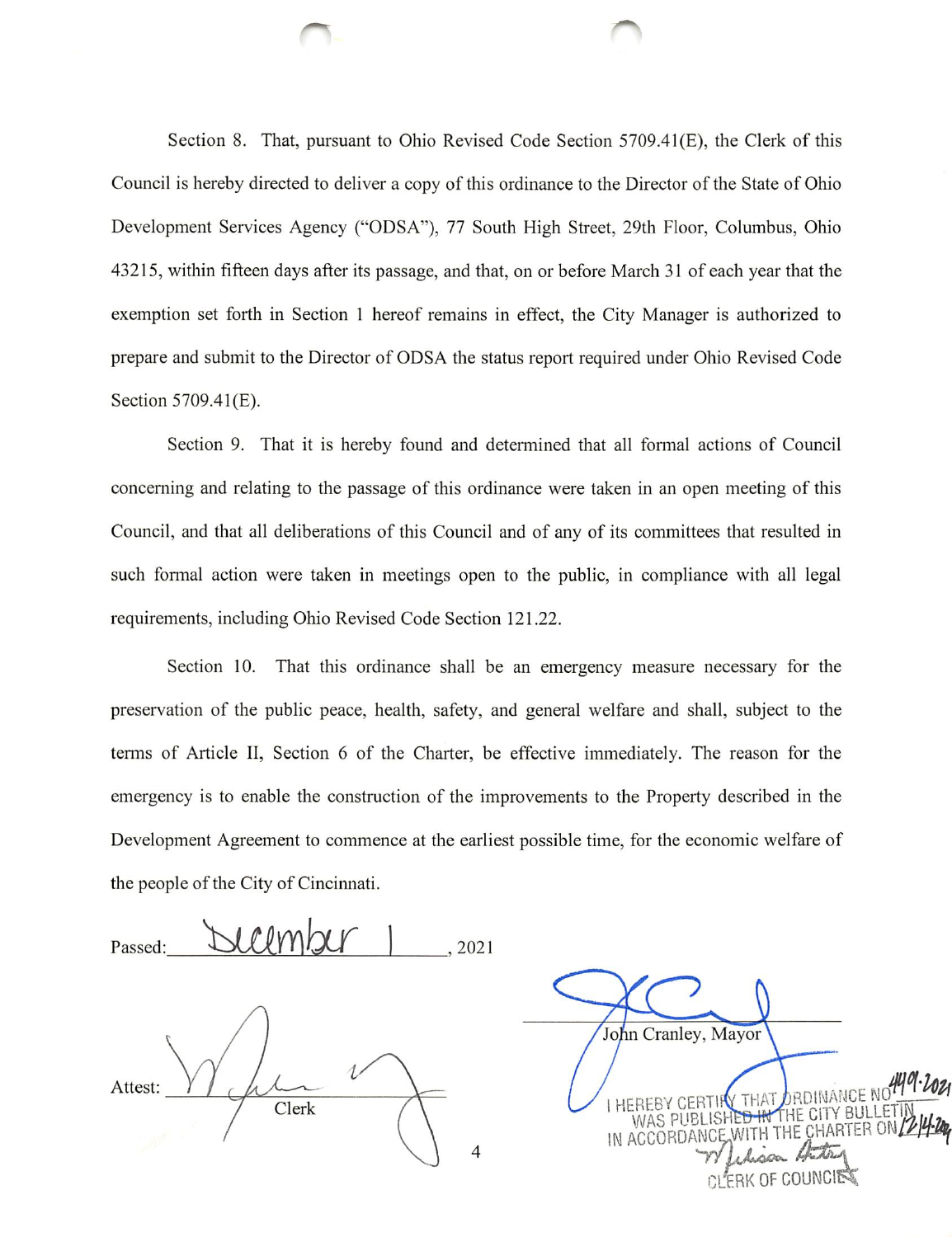Section 8. That, pursuant to Ohio Revised Code Section 5709.41(E), the Clerk of this Council is hereby directed to deliver a copy of this ordinance to the Director of the State of Ohio Development Services Agency ("ODSA"), 77 South High Street, 29th Floor, Columbus, Ohio 43215, within fifteen days after its passage, and that, on or before March 31 of each year that the exemption set forth in Section 1 hereof remains in effect, the City Manager is authorized to prepare and submit to the Director of ODSA the status report required under Ohio Revised Code Section 5709.41(E).

Section 9. That it is hereby found and determined that all formal actions of Council concerning and relating to the passage of this ordinance were taken in an open meeting of this Council, and that all deliberations of this Council and of any of its committees that resulted in such formal action were taken in meetings open to the public, in compliance with all legal requirements, including Ohio Revised Code Section 121.22.

Section 10. That this ordinance shall be an emergency measure necessary for the preservation of the public peace, health, safety, and general welfare and shall, subject to the terms of Article II, Section 6 of the Charter, be effective immediately. The reason for the emergency is to enable the construction of the improvements to the Property described in the Development Agreement to commence at the earliest possible time, for the economic welfare of the people of the City of Cincinnati.

Passed: December 1, 2021

John Cranley, Mayor

Attest: Clerk

I HEREBY CERTIFY THAT ORDINANCE NO 449-2021 WAS PUBLISHED IN THE CITY BULLETIN IN ACCORDANCE WITH THE CHARTER ON 12/14/2021

CLERK OF COUNCIL